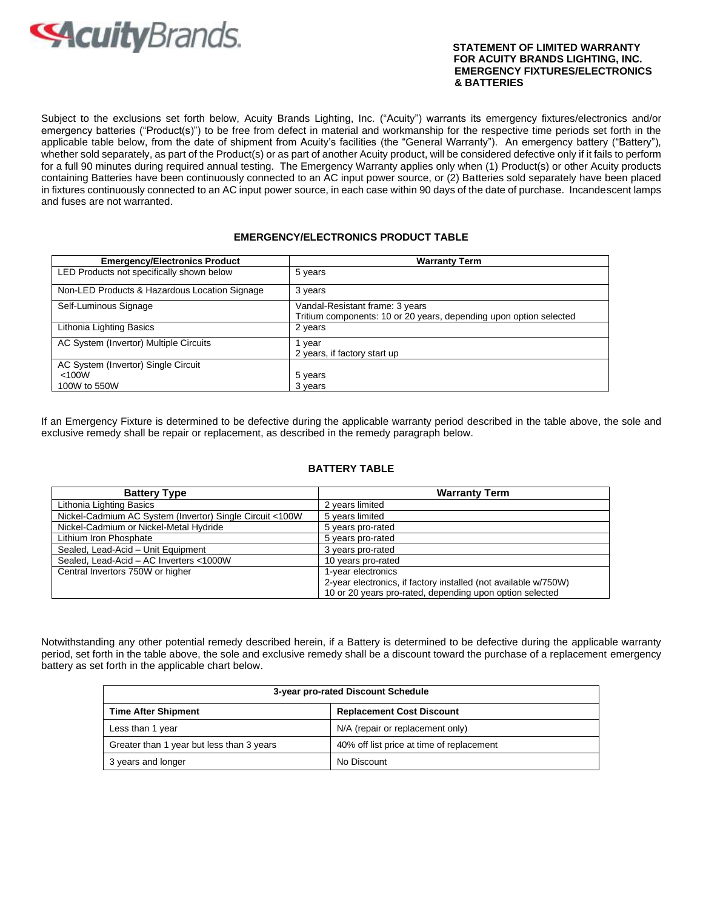# STATEMENT OF LIMITED WARRANTY FOR ACUITY BRANDS LIGHTING, INC. EMERGENCY FIXTURES/ELECTRONICS & BATTERIES

Subject to the exclusions set forth below, Acuity Brands Lighting, Inc. ("Acuity") warrants its emergency fixtures/electronics and/or emergency batteries ("Product(s)") to be free from defect in material and workmanship for the respective time periods set forth in the applicable table below, from the date of shipment from Acuity's facilities (the "General Warranty"). An emergency battery ("Battery"), whether sold separately, as part of the Product(s) or as part of another Acuity product, will be considered defective only if it fails to perform for a full 90 minutes during required annual testing. The Emergency Warranty applies only when (1) Product(s) or other Acuity products containing Batteries have been continuously connected to an AC input power source, or (2) Batteries sold separately have been placed in fixtures continuously connected to an AC input power source, in each case within 90 days of the date of purchase. Incandescent lamps and fuses are not warranted.

## EMERGENCY/ELECTRONICS PRODUCT TABLE

| Emergency/Electronics Product | Warranty Term |
|---|---|
| LED Products not specifically shown below | 5 years |
| Non-LED Products & Hazardous Location Signage | 3 years |
| Self-Luminous Signage | Vandal-Resistant frame: 3 years<br>Tritium components: 10 or 20 years, depending upon option selected |
| Lithonia Lighting Basics | 2 years |
| AC System (Invertor) Multiple Circuits | 1 year<br>2 years, if factory start up |
| AC System (Invertor) Single Circuit<br><100W<br>100W to 550W | <br>5 years<br>3 years |

If an Emergency Fixture is determined to be defective during the applicable warranty period described in the table above, the sole and exclusive remedy shall be repair or replacement, as described in the remedy paragraph below.

## BATTERY TABLE

| Battery Type | Warranty Term |
|---|---|
| Lithonia Lighting Basics | 2 years limited |
| Nickel-Cadmium AC System (Invertor) Single Circuit <100W | 5 years limited |
| Nickel-Cadmium or Nickel-Metal Hydride | 5 years pro-rated |
| Lithium Iron Phosphate | 5 years pro-rated |
| Sealed, Lead-Acid – Unit Equipment | 3 years pro-rated |
| Sealed, Lead-Acid – AC Inverters <1000W | 10 years pro-rated |
| Central Invertors 750W or higher | 1-year electronics<br>2-year electronics, if factory installed (not available w/750W)<br>10 or 20 years pro-rated, depending upon option selected |

Notwithstanding any other potential remedy described herein, if a Battery is determined to be defective during the applicable warranty period, set forth in the table above, the sole and exclusive remedy shall be a discount toward the purchase of a replacement emergency battery as set forth in the applicable chart below.

| 3-year pro-rated Discount Schedule | |
|---|---|
| **Time After Shipment** | **Replacement Cost Discount** |
| Less than 1 year | N/A (repair or replacement only) |
| Greater than 1 year but less than 3 years | 40% off list price at time of replacement |
| 3 years and longer | No Discount |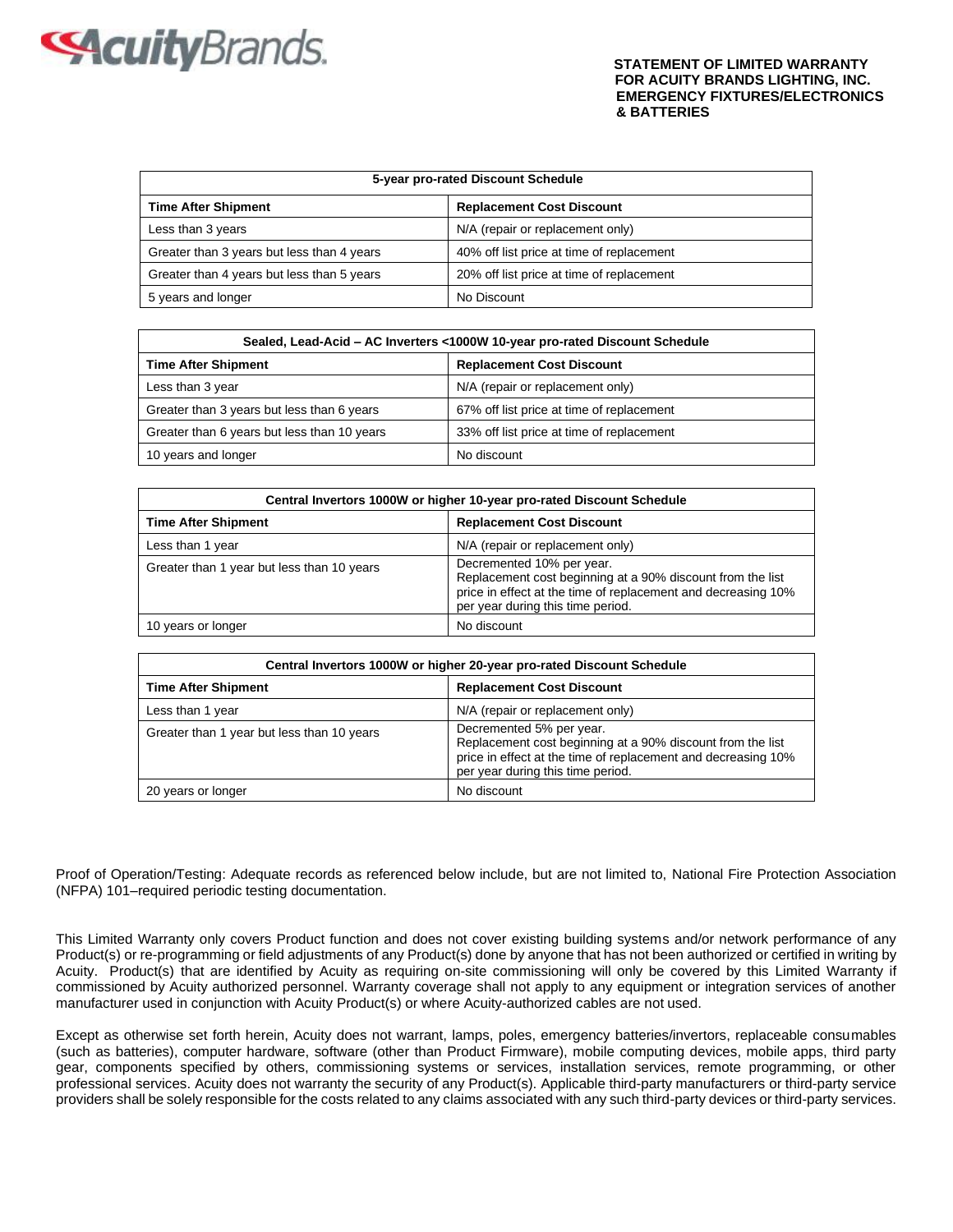| 5-year pro-rated Discount Schedule | |
|---|---|
| **Time After Shipment** | **Replacement Cost Discount** |
| Less than 3 years | N/A (repair or replacement only) |
| Greater than 3 years but less than 4 years | 40% off list price at time of replacement |
| Greater than 4 years but less than 5 years | 20% off list price at time of replacement |
| 5 years and longer | No Discount |

| Sealed, Lead-Acid – AC Inverters <1000W 10-year pro-rated Discount Schedule | |
|---|---|
| **Time After Shipment** | **Replacement Cost Discount** |
| Less than 3 year | N/A (repair or replacement only) |
| Greater than 3 years but less than 6 years | 67% off list price at time of replacement |
| Greater than 6 years but less than 10 years | 33% off list price at time of replacement |
| 10 years and longer | No discount |

| Central Invertors 1000W or higher 10-year pro-rated Discount Schedule | |
|---|---|
| **Time After Shipment** | **Replacement Cost Discount** |
| Less than 1 year | N/A (repair or replacement only) |
| Greater than 1 year but less than 10 years | Decremented 10% per year. Replacement cost beginning at a 90% discount from the list price in effect at the time of replacement and decreasing 10% per year during this time period. |
| 10 years or longer | No discount |

| Central Invertors 1000W or higher 20-year pro-rated Discount Schedule | |
|---|---|
| **Time After Shipment** | **Replacement Cost Discount** |
| Less than 1 year | N/A (repair or replacement only) |
| Greater than 1 year but less than 10 years | Decremented 5% per year. Replacement cost beginning at a 90% discount from the list price in effect at the time of replacement and decreasing 10% per year during this time period. |
| 20 years or longer | No discount |

Proof of Operation/Testing: Adequate records as referenced below include, but are not limited to, National Fire Protection Association (NFPA) 101–required periodic testing documentation.

This Limited Warranty only covers Product function and does not cover existing building systems and/or network performance of any Product(s) or re-programming or field adjustments of any Product(s) done by anyone that has not been authorized or certified in writing by Acuity. Product(s) that are identified by Acuity as requiring on-site commissioning will only be covered by this Limited Warranty if commissioned by Acuity authorized personnel. Warranty coverage shall not apply to any equipment or integration services of another manufacturer used in conjunction with Acuity Product(s) or where Acuity-authorized cables are not used.

Except as otherwise set forth herein, Acuity does not warrant, lamps, poles, emergency batteries/invertors, replaceable consumables (such as batteries), computer hardware, software (other than Product Firmware), mobile computing devices, mobile apps, third party gear, components specified by others, commissioning systems or services, installation services, remote programming, or other professional services. Acuity does not warranty the security of any Product(s). Applicable third-party manufacturers or third-party service providers shall be solely responsible for the costs related to any claims associated with any such third-party devices or third-party services.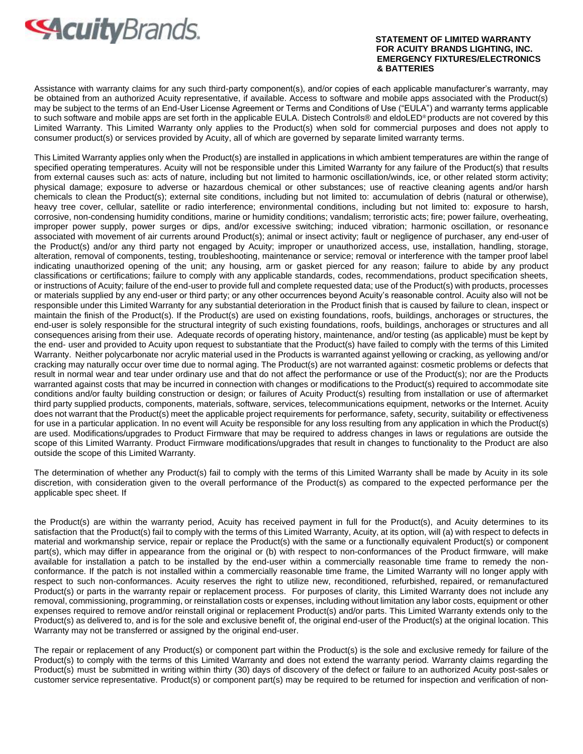Assistance with warranty claims for any such third-party component(s), and/or copies of each applicable manufacturer's warranty, may be obtained from an authorized Acuity representative, if available. Access to software and mobile apps associated with the Product(s) may be subject to the terms of an End-User License Agreement or Terms and Conditions of Use ("EULA") and warranty terms applicable to such software and mobile apps are set forth in the applicable EULA. Distech Controls® and eldoLED® products are not covered by this Limited Warranty. This Limited Warranty only applies to the Product(s) when sold for commercial purposes and does not apply to consumer product(s) or services provided by Acuity, all of which are governed by separate limited warranty terms.

This Limited Warranty applies only when the Product(s) are installed in applications in which ambient temperatures are within the range of specified operating temperatures. Acuity will not be responsible under this Limited Warranty for any failure of the Product(s) that results from external causes such as: acts of nature, including but not limited to harmonic oscillation/winds, ice, or other related storm activity; physical damage; exposure to adverse or hazardous chemical or other substances; use of reactive cleaning agents and/or harsh chemicals to clean the Product(s); external site conditions, including but not limited to: accumulation of debris (natural or otherwise), heavy tree cover, cellular, satellite or radio interference; environmental conditions, including but not limited to: exposure to harsh, corrosive, non-condensing humidity conditions, marine or humidity conditions; vandalism; terroristic acts; fire; power failure, overheating, improper power supply, power surges or dips, and/or excessive switching; induced vibration; harmonic oscillation, or resonance associated with movement of air currents around Product(s); animal or insect activity; fault or negligence of purchaser, any end-user of the Product(s) and/or any third party not engaged by Acuity; improper or unauthorized access, use, installation, handling, storage, alteration, removal of components, testing, troubleshooting, maintenance or service; removal or interference with the tamper proof label indicating unauthorized opening of the unit; any housing, arm or gasket pierced for any reason; failure to abide by any product classifications or certifications; failure to comply with any applicable standards, codes, recommendations, product specification sheets, or instructions of Acuity; failure of the end-user to provide full and complete requested data; use of the Product(s) with products, processes or materials supplied by any end-user or third party; or any other occurrences beyond Acuity's reasonable control. Acuity also will not be responsible under this Limited Warranty for any substantial deterioration in the Product finish that is caused by failure to clean, inspect or maintain the finish of the Product(s). If the Product(s) are used on existing foundations, roofs, buildings, anchorages or structures, the end-user is solely responsible for the structural integrity of such existing foundations, roofs, buildings, anchorages or structures and all consequences arising from their use. Adequate records of operating history, maintenance, and/or testing (as applicable) must be kept by the end- user and provided to Acuity upon request to substantiate that the Product(s) have failed to comply with the terms of this Limited Warranty. Neither polycarbonate nor acrylic material used in the Products is warranted against yellowing or cracking, as yellowing and/or cracking may naturally occur over time due to normal aging. The Product(s) are not warranted against: cosmetic problems or defects that result in normal wear and tear under ordinary use and that do not affect the performance or use of the Product(s); nor are the Products warranted against costs that may be incurred in connection with changes or modifications to the Product(s) required to accommodate site conditions and/or faulty building construction or design; or failures of Acuity Product(s) resulting from installation or use of aftermarket third party supplied products, components, materials, software, services, telecommunications equipment, networks or the Internet. Acuity does not warrant that the Product(s) meet the applicable project requirements for performance, safety, security, suitability or effectiveness for use in a particular application. In no event will Acuity be responsible for any loss resulting from any application in which the Product(s) are used. Modifications/upgrades to Product Firmware that may be required to address changes in laws or regulations are outside the scope of this Limited Warranty. Product Firmware modifications/upgrades that result in changes to functionality to the Product are also outside the scope of this Limited Warranty.

The determination of whether any Product(s) fail to comply with the terms of this Limited Warranty shall be made by Acuity in its sole discretion, with consideration given to the overall performance of the Product(s) as compared to the expected performance per the applicable spec sheet. If the Product(s) are within the warranty period, Acuity has received payment in full for the Product(s), and Acuity determines to its satisfaction that the Product(s) fail to comply with the terms of this Limited Warranty, Acuity, at its option, will (a) with respect to defects in material and workmanship service, repair or replace the Product(s) with the same or a functionally equivalent Product(s) or component part(s), which may differ in appearance from the original or (b) with respect to non-conformances of the Product firmware, will make available for installation a patch to be installed by the end-user within a commercially reasonable time frame to remedy the non-conformance. If the patch is not installed within a commercially reasonable time frame, the Limited Warranty will no longer apply with respect to such non-conformances. Acuity reserves the right to utilize new, reconditioned, refurbished, repaired, or remanufactured Product(s) or parts in the warranty repair or replacement process. For purposes of clarity, this Limited Warranty does not include any removal, commissioning, programming, or reinstallation costs or expenses, including without limitation any labor costs, equipment or other expenses required to remove and/or reinstall original or replacement Product(s) and/or parts. This Limited Warranty extends only to the Product(s) as delivered to, and is for the sole and exclusive benefit of, the original end-user of the Product(s) at the original location. This Warranty may not be transferred or assigned by the original end-user.

The repair or replacement of any Product(s) or component part within the Product(s) is the sole and exclusive remedy for failure of the Product(s) to comply with the terms of this Limited Warranty and does not extend the warranty period. Warranty claims regarding the Product(s) must be submitted in writing within thirty (30) days of discovery of the defect or failure to an authorized Acuity post-sales or customer service representative. Product(s) or component part(s) may be required to be returned for inspection and verification of non-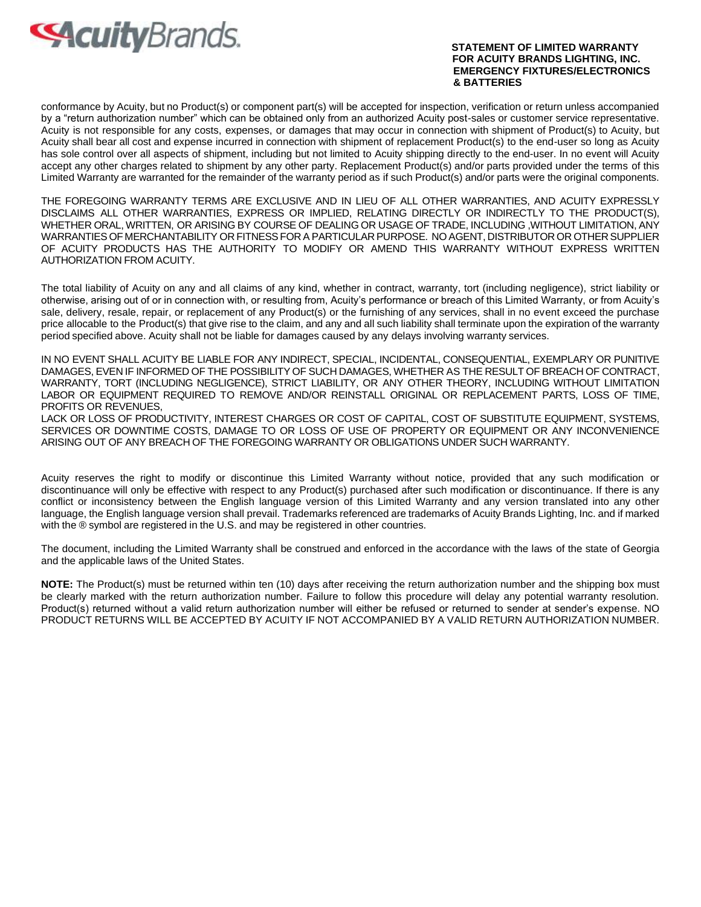conformance by Acuity, but no Product(s) or component part(s) will be accepted for inspection, verification or return unless accompanied by a "return authorization number" which can be obtained only from an authorized Acuity post-sales or customer service representative. Acuity is not responsible for any costs, expenses, or damages that may occur in connection with shipment of Product(s) to Acuity, but Acuity shall bear all cost and expense incurred in connection with shipment of replacement Product(s) to the end-user so long as Acuity has sole control over all aspects of shipment, including but not limited to Acuity shipping directly to the end-user. In no event will Acuity accept any other charges related to shipment by any other party. Replacement Product(s) and/or parts provided under the terms of this Limited Warranty are warranted for the remainder of the warranty period as if such Product(s) and/or parts were the original components.

THE FOREGOING WARRANTY TERMS ARE EXCLUSIVE AND IN LIEU OF ALL OTHER WARRANTIES, AND ACUITY EXPRESSLY DISCLAIMS ALL OTHER WARRANTIES, EXPRESS OR IMPLIED, RELATING DIRECTLY OR INDIRECTLY TO THE PRODUCT(S), WHETHER ORAL, WRITTEN, OR ARISING BY COURSE OF DEALING OR USAGE OF TRADE, INCLUDING ,WITHOUT LIMITATION, ANY WARRANTIES OF MERCHANTABILITY OR FITNESS FOR A PARTICULAR PURPOSE. NO AGENT, DISTRIBUTOR OR OTHER SUPPLIER OF ACUITY PRODUCTS HAS THE AUTHORITY TO MODIFY OR AMEND THIS WARRANTY WITHOUT EXPRESS WRITTEN AUTHORIZATION FROM ACUITY.

The total liability of Acuity on any and all claims of any kind, whether in contract, warranty, tort (including negligence), strict liability or otherwise, arising out of or in connection with, or resulting from, Acuity's performance or breach of this Limited Warranty, or from Acuity's sale, delivery, resale, repair, or replacement of any Product(s) or the furnishing of any services, shall in no event exceed the purchase price allocable to the Product(s) that give rise to the claim, and any and all such liability shall terminate upon the expiration of the warranty period specified above. Acuity shall not be liable for damages caused by any delays involving warranty services.

IN NO EVENT SHALL ACUITY BE LIABLE FOR ANY INDIRECT, SPECIAL, INCIDENTAL, CONSEQUENTIAL, EXEMPLARY OR PUNITIVE DAMAGES, EVEN IF INFORMED OF THE POSSIBILITY OF SUCH DAMAGES, WHETHER AS THE RESULT OF BREACH OF CONTRACT, WARRANTY, TORT (INCLUDING NEGLIGENCE), STRICT LIABILITY, OR ANY OTHER THEORY, INCLUDING WITHOUT LIMITATION LABOR OR EQUIPMENT REQUIRED TO REMOVE AND/OR REINSTALL ORIGINAL OR REPLACEMENT PARTS, LOSS OF TIME, PROFITS OR REVENUES,
LACK OR LOSS OF PRODUCTIVITY, INTEREST CHARGES OR COST OF CAPITAL, COST OF SUBSTITUTE EQUIPMENT, SYSTEMS, SERVICES OR DOWNTIME COSTS, DAMAGE TO OR LOSS OF USE OF PROPERTY OR EQUIPMENT OR ANY INCONVENIENCE ARISING OUT OF ANY BREACH OF THE FOREGOING WARRANTY OR OBLIGATIONS UNDER SUCH WARRANTY.

Acuity reserves the right to modify or discontinue this Limited Warranty without notice, provided that any such modification or discontinuance will only be effective with respect to any Product(s) purchased after such modification or discontinuance. If there is any conflict or inconsistency between the English language version of this Limited Warranty and any version translated into any other language, the English language version shall prevail. Trademarks referenced are trademarks of Acuity Brands Lighting, Inc. and if marked with the ® symbol are registered in the U.S. and may be registered in other countries.

The document, including the Limited Warranty shall be construed and enforced in the accordance with the laws of the state of Georgia and the applicable laws of the United States.

**NOTE:** The Product(s) must be returned within ten (10) days after receiving the return authorization number and the shipping box must be clearly marked with the return authorization number. Failure to follow this procedure will delay any potential warranty resolution. Product(s) returned without a valid return authorization number will either be refused or returned to sender at sender's expense. NO PRODUCT RETURNS WILL BE ACCEPTED BY ACUITY IF NOT ACCOMPANIED BY A VALID RETURN AUTHORIZATION NUMBER.